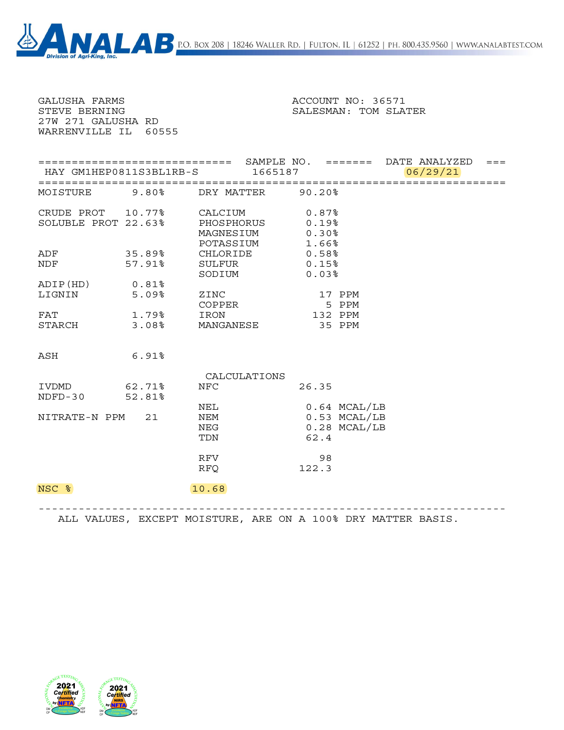ANALAB — Division of Agri-King, Inc.

P.O. Box 208 | 18246 Waller Rd. | Fulton, IL | 61252 | Ph. 800.435.9560 | www.analabtest.com

GALUSHA FARMS
STEVE BERNING
27W 271 GALUSHA RD
WARRENVILLE IL 60555

ACCOUNT NO: 36571
SALESMAN: TOM SLATER

| | SAMPLE NO. | DATE ANALYZED |
|---|---|---|
| HAY GM1HEP0811S3BL1RB-S | 1665187 | 06/29/21 |

| | | | |
|---|---|---|---|
| MOISTURE | 9.80% | DRY MATTER | 90.20% |
| CRUDE PROT | 10.77% | CALCIUM | 0.87% |
| SOLUBLE PROT | 22.63% | PHOSPHORUS | 0.19% |
| | | MAGNESIUM | 0.30% |
| | | POTASSIUM | 1.66% |
| ADF | 35.89% | CHLORIDE | 0.58% |
| NDF | 57.91% | SULFUR | 0.15% |
| | | SODIUM | 0.03% |
| ADIP(HD) | 0.81% | | |
| LIGNIN | 5.09% | ZINC | 17 PPM |
| | | COPPER | 5 PPM |
| FAT | 1.79% | IRON | 132 PPM |
| STARCH | 3.08% | MANGANESE | 35 PPM |
| ASH | 6.91% | | |
| | | **CALCULATIONS** | |
| IVDMD | 62.71% | NFC | 26.35 |
| NDFD-30 | 52.81% | | |
| | | NEL | 0.64 MCAL/LB |
| NITRATE-N PPM | 21 | NEM | 0.53 MCAL/LB |
| | | NEG | 0.28 MCAL/LB |
| | | TDN | 62.4 |
| | | RFV | 98 |
| | | RFQ | 122.3 |
| NSC % | | 10.68 | |

ALL VALUES, EXCEPT MOISTURE, ARE ON A 100% DRY MATTER BASIS.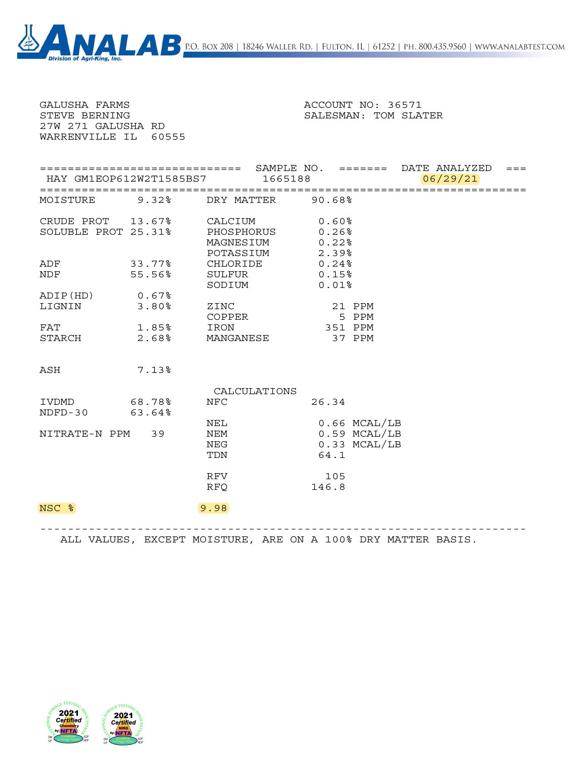**ANALAB** — Division of Agri-King, Inc.

P.O. Box 208 | 18246 Waller Rd. | Fulton, IL | 61252 | Ph. 800.435.9560 | www.analabtest.com

GALUSHA FARMS
STEVE BERNING
27W 271 GALUSHA RD
WARRENVILLE IL 60555

ACCOUNT NO: 36571
SALESMAN: TOM SLATER

| | SAMPLE NO. | DATE ANALYZED |
|---|---|---|
| HAY GM1EOP612W2T1585BS7 | 1665188 | 06/29/21 |

| | | | |
|---|---|---|---|
| MOISTURE | 9.32% | DRY MATTER | 90.68% |
| CRUDE PROT | 13.67% | CALCIUM | 0.60% |
| SOLUBLE PROT | 25.31% | PHOSPHORUS | 0.26% |
| | | MAGNESIUM | 0.22% |
| | | POTASSIUM | 2.39% |
| ADF | 33.77% | CHLORIDE | 0.24% |
| NDF | 55.56% | SULFUR | 0.15% |
| | | SODIUM | 0.01% |
| ADIP(HD) | 0.67% | | |
| LIGNIN | 3.80% | ZINC | 21 PPM |
| | | COPPER | 5 PPM |
| FAT | 1.85% | IRON | 351 PPM |
| STARCH | 2.68% | MANGANESE | 37 PPM |
| ASH | 7.13% | | |

| | | CALCULATIONS | |
|---|---|---|---|
| IVDMD | 68.78% | NFC | 26.34 |
| NDFD-30 | 63.64% | | |
| | | NEL | 0.66 MCAL/LB |
| NITRATE-N PPM | 39 | NEM | 0.59 MCAL/LB |
| | | NEG | 0.33 MCAL/LB |
| | | TDN | 64.1 |
| | | RFV | 105 |
| | | RFQ | 146.8 |
| NSC % | 9.98 | | |

ALL VALUES, EXCEPT MOISTURE, ARE ON A 100% DRY MATTER BASIS.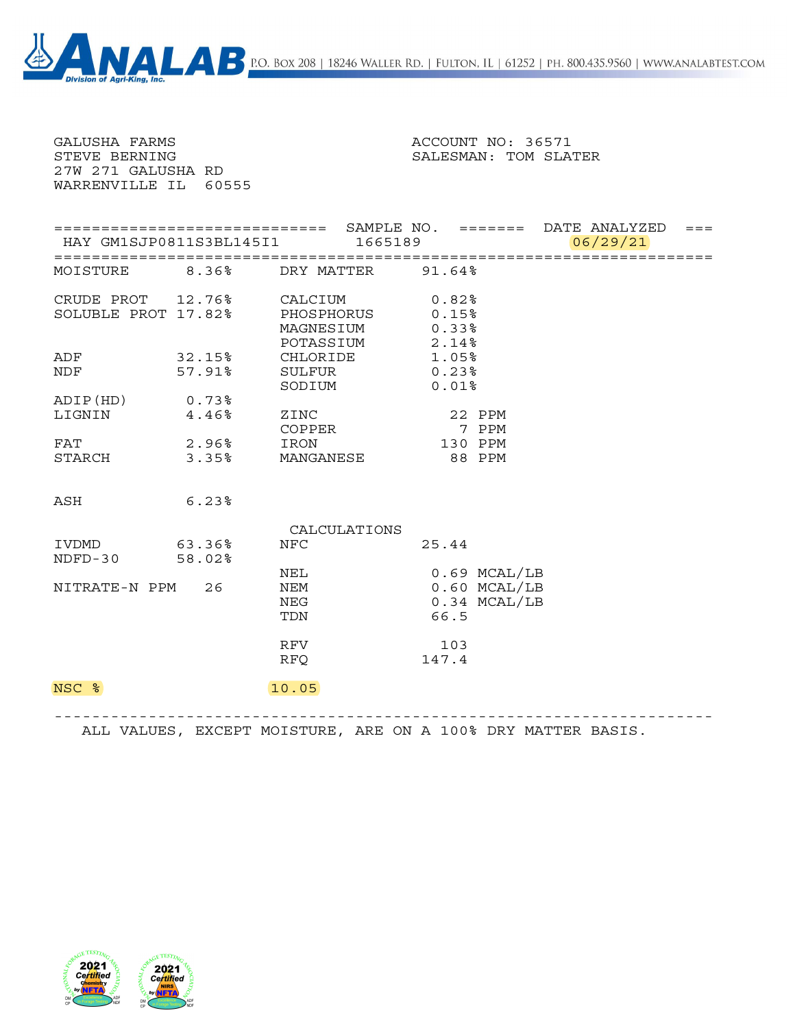**ANALAB** Division of Agri-King, Inc. P.O. Box 208 | 18246 Waller Rd. | Fulton, IL | 61252 | Ph. 800.435.9560 | www.analabtest.com

GALUSHA FARMS
STEVE BERNING
27W 271 GALUSHA RD
WARRENVILLE IL 60555

ACCOUNT NO: 36571
SALESMAN: TOM SLATER

| | SAMPLE NO. | DATE ANALYZED |
|---|---|---|
| HAY GM1SJP0811S3BL145I1 | 1665189 | 06/29/21 |

| | | | |
|---|---|---|---|
| MOISTURE | 8.36% | DRY MATTER | 91.64% |
| CRUDE PROT | 12.76% | CALCIUM | 0.82% |
| SOLUBLE PROT | 17.82% | PHOSPHORUS | 0.15% |
| | | MAGNESIUM | 0.33% |
| | | POTASSIUM | 2.14% |
| ADF | 32.15% | CHLORIDE | 1.05% |
| NDF | 57.91% | SULFUR | 0.23% |
| | | SODIUM | 0.01% |
| ADIP(HD) | 0.73% | | |
| LIGNIN | 4.46% | ZINC | 22 PPM |
| | | COPPER | 7 PPM |
| FAT | 2.96% | IRON | 130 PPM |
| STARCH | 3.35% | MANGANESE | 88 PPM |
| ASH | 6.23% | | |

**CALCULATIONS**

| | | | |
|---|---|---|---|
| IVDMD | 63.36% | NFC | 25.44 |
| NDFD-30 | 58.02% | | |
| | | NEL | 0.69 MCAL/LB |
| NITRATE-N PPM | 26 | NEM | 0.60 MCAL/LB |
| | | NEG | 0.34 MCAL/LB |
| | | TDN | 66.5 |
| | | RFV | 103 |
| | | RFQ | 147.4 |
| NSC % | 10.05 | | |

ALL VALUES, EXCEPT MOISTURE, ARE ON A 100% DRY MATTER BASIS.

2021 Certified Chemistry by NFTA — 2021 Certified NIRS by NFTA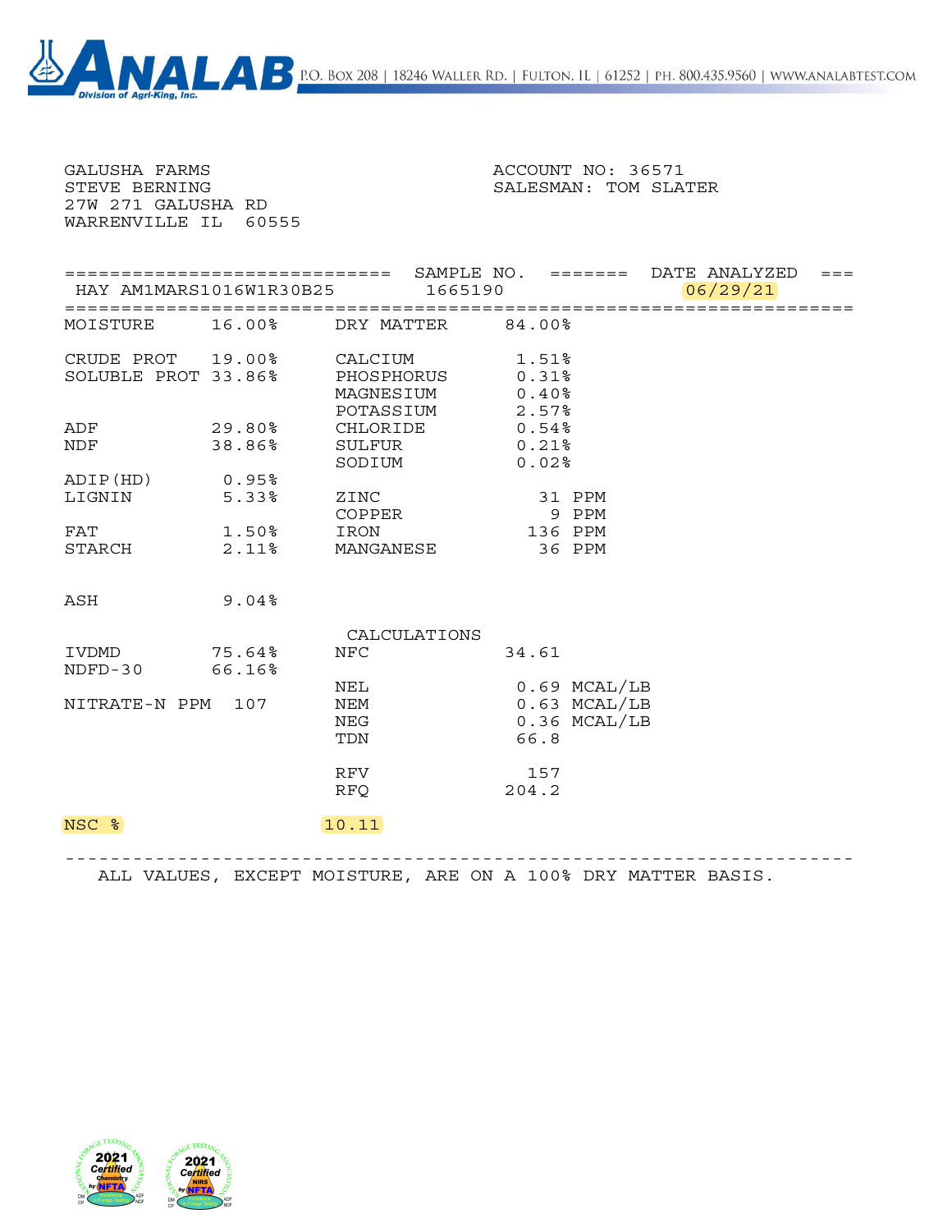**ANALAB** — Division of Agri-King, Inc. | P.O. Box 208 | 18246 Waller Rd. | Fulton, IL | 61252 | Ph. 800.435.9560 | www.analabtest.com

GALUSHA FARMS
STEVE BERNING
27W 271 GALUSHA RD
WARRENVILLE IL 60555

ACCOUNT NO: 36571
SALESMAN: TOM SLATER

| | SAMPLE NO. | DATE ANALYZED |
|---|---|---|
| HAY AM1MARS1016W1R30B25 | 1665190 | 06/29/21 |

| | | | |
|---|---|---|---|
| MOISTURE | 16.00% | DRY MATTER | 84.00% |
| CRUDE PROT | 19.00% | CALCIUM | 1.51% |
| SOLUBLE PROT | 33.86% | PHOSPHORUS | 0.31% |
| | | MAGNESIUM | 0.40% |
| | | POTASSIUM | 2.57% |
| ADF | 29.80% | CHLORIDE | 0.54% |
| NDF | 38.86% | SULFUR | 0.21% |
| | | SODIUM | 0.02% |
| ADIP(HD) | 0.95% | | |
| LIGNIN | 5.33% | ZINC | 31 PPM |
| | | COPPER | 9 PPM |
| FAT | 1.50% | IRON | 136 PPM |
| STARCH | 2.11% | MANGANESE | 36 PPM |
| ASH | 9.04% | | |
| | | **CALCULATIONS** | |
| IVDMD | 75.64% | NFC | 34.61 |
| NDFD-30 | 66.16% | | |
| | | NEL | 0.69 MCAL/LB |
| NITRATE-N PPM | 107 | NEM | 0.63 MCAL/LB |
| | | NEG | 0.36 MCAL/LB |
| | | TDN | 66.8 |
| | | RFV | 157 |
| | | RFQ | 204.2 |
| NSC % | 10.11 | | |

ALL VALUES, EXCEPT MOISTURE, ARE ON A 100% DRY MATTER BASIS.

2021 Certified Chemistry by NFTA | 2021 Certified NIRS by NFTA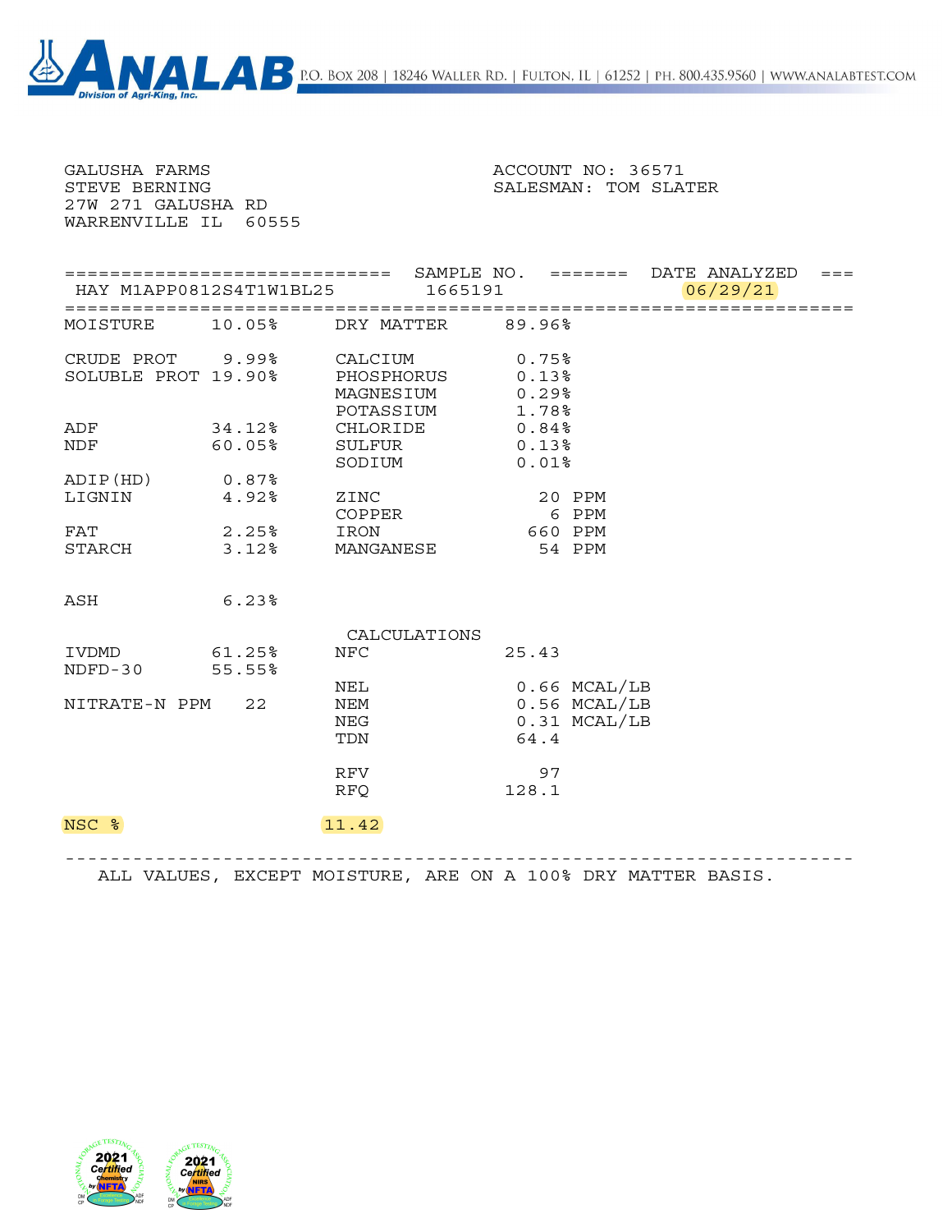**ANALAB** Division of Agri-King, Inc. — P.O. Box 208 | 18246 Waller Rd. | Fulton, IL | 61252 | Ph. 800.435.9560 | www.analabtest.com

GALUSHA FARMS
STEVE BERNING
27W 271 GALUSHA RD
WARRENVILLE IL 60555

ACCOUNT NO: 36571
SALESMAN: TOM SLATER

| | SAMPLE NO. | DATE ANALYZED |
|---|---|---|
| HAY M1APP0812S4T1W1BL25 | 1665191 | 06/29/21 |

| | | | |
|---|---|---|---|
| MOISTURE | 10.05% | DRY MATTER | 89.96% |
| CRUDE PROT | 9.99% | CALCIUM | 0.75% |
| SOLUBLE PROT | 19.90% | PHOSPHORUS | 0.13% |
| | | MAGNESIUM | 0.29% |
| | | POTASSIUM | 1.78% |
| ADF | 34.12% | CHLORIDE | 0.84% |
| NDF | 60.05% | SULFUR | 0.13% |
| | | SODIUM | 0.01% |
| ADIP(HD) | 0.87% | | |
| LIGNIN | 4.92% | ZINC | 20 PPM |
| | | COPPER | 6 PPM |
| FAT | 2.25% | IRON | 660 PPM |
| STARCH | 3.12% | MANGANESE | 54 PPM |
| ASH | 6.23% | | |
| | | **CALCULATIONS** | |
| IVDMD | 61.25% | NFC | 25.43 |
| NDFD-30 | 55.55% | | |
| | | NEL | 0.66 MCAL/LB |
| NITRATE-N PPM | 22 | NEM | 0.56 MCAL/LB |
| | | NEG | 0.31 MCAL/LB |
| | | TDN | 64.4 |
| | | RFV | 97 |
| | | RFQ | 128.1 |
| NSC % | 11.42 | | |

ALL VALUES, EXCEPT MOISTURE, ARE ON A 100% DRY MATTER BASIS.

2021 Certified Chemistry by NFTA — 2021 Certified NIRS by NFTA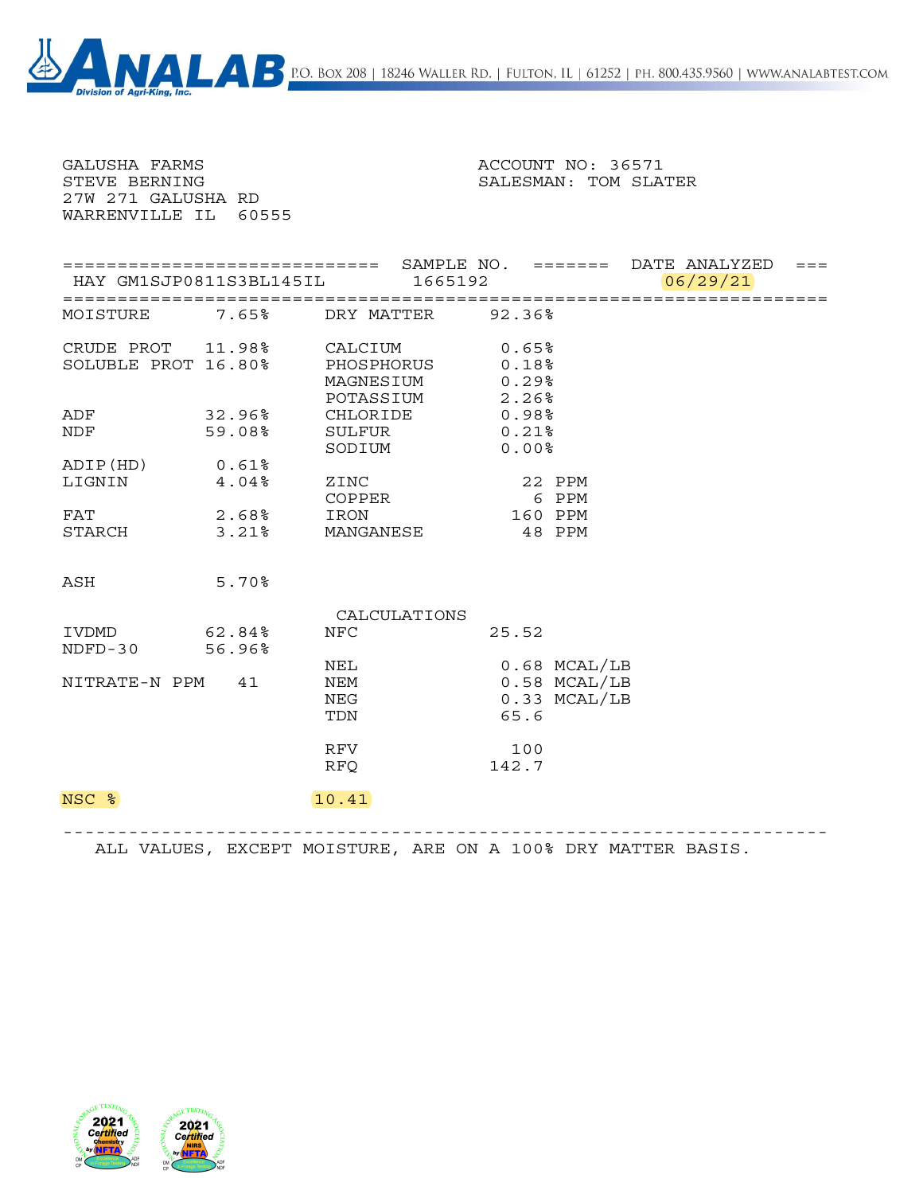ANALAB — Division of Agri-King, Inc. — P.O. Box 208 | 18246 Waller Rd. | Fulton, IL | 61252 | Ph. 800.435.9560 | www.analabtest.com

GALUSHA FARMS
STEVE BERNING
27W 271 GALUSHA RD
WARRENVILLE IL 60555

ACCOUNT NO: 36571
SALESMAN: TOM SLATER

| | SAMPLE NO. | DATE ANALYZED |
|---|---|---|
| HAY GM1SJP0811S3BL145IL | 1665192 | 06/29/21 |

| | | | |
|---|---|---|---|
| MOISTURE | 7.65% | DRY MATTER | 92.36% |
| CRUDE PROT | 11.98% | CALCIUM | 0.65% |
| SOLUBLE PROT | 16.80% | PHOSPHORUS | 0.18% |
| | | MAGNESIUM | 0.29% |
| | | POTASSIUM | 2.26% |
| ADF | 32.96% | CHLORIDE | 0.98% |
| NDF | 59.08% | SULFUR | 0.21% |
| | | SODIUM | 0.00% |
| ADIP(HD) | 0.61% | | |
| LIGNIN | 4.04% | ZINC | 22 PPM |
| | | COPPER | 6 PPM |
| FAT | 2.68% | IRON | 160 PPM |
| STARCH | 3.21% | MANGANESE | 48 PPM |
| ASH | 5.70% | | |

CALCULATIONS

| | | | |
|---|---|---|---|
| IVDMD | 62.84% | NFC | 25.52 |
| NDFD-30 | 56.96% | | |
| | | NEL | 0.68 MCAL/LB |
| NITRATE-N PPM | 41 | NEM | 0.58 MCAL/LB |
| | | NEG | 0.33 MCAL/LB |
| | | TDN | 65.6 |
| | | RFV | 100 |
| | | RFQ | 142.7 |

NSC % 10.41

ALL VALUES, EXCEPT MOISTURE, ARE ON A 100% DRY MATTER BASIS.

2021 Certified Chemistry by NFTA — 2021 Certified NIRS by NFTA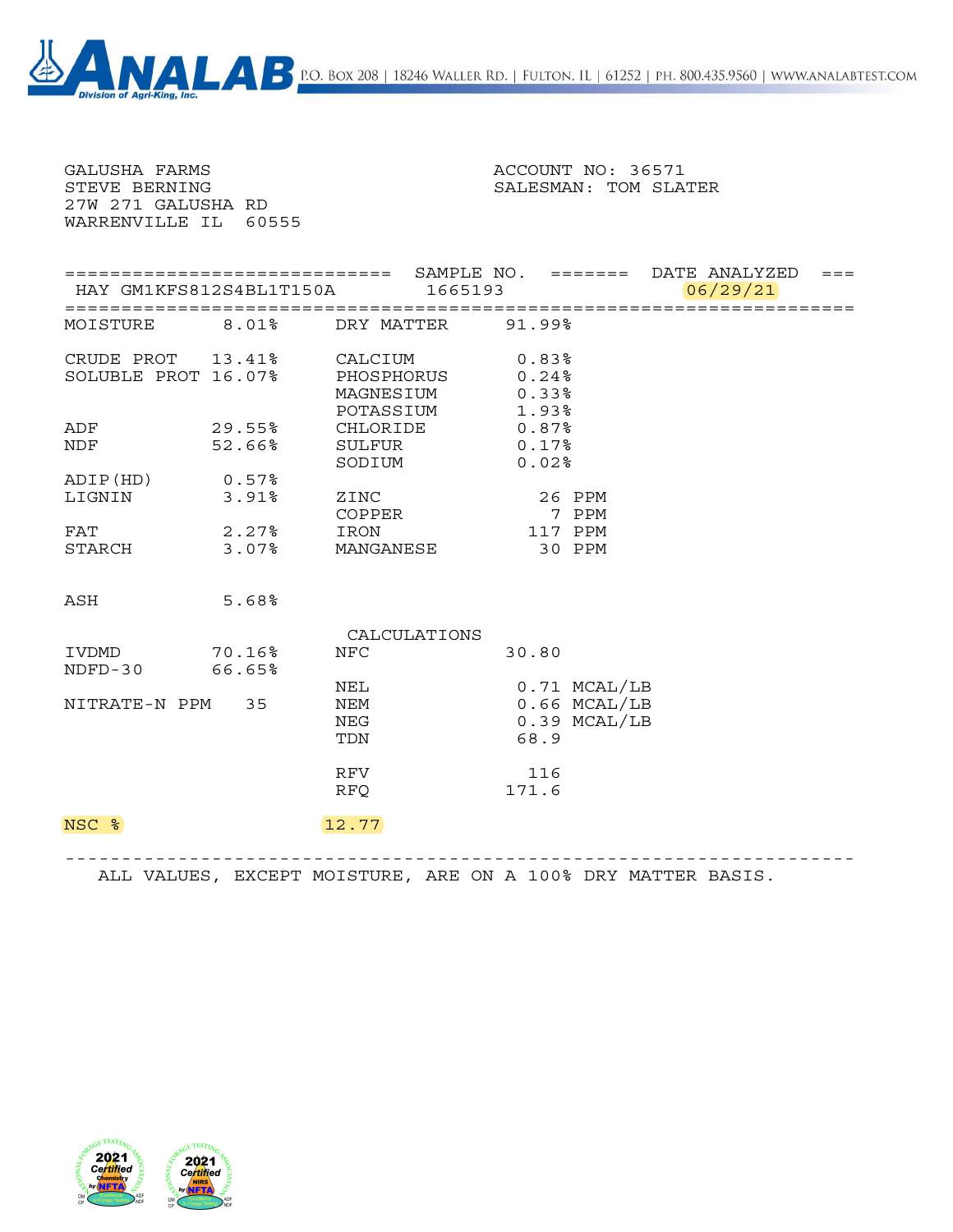**ANALAB** Division of Agri-King, Inc. P.O. Box 208 | 18246 Waller Rd. | Fulton, IL | 61252 | Ph. 800.435.9560 | www.analabtest.com

GALUSHA FARMS
STEVE BERNING
27W 271 GALUSHA RD
WARRENVILLE IL 60555

ACCOUNT NO: 36571
SALESMAN: TOM SLATER

| | SAMPLE NO. | DATE ANALYZED |
|---|---|---|
| HAY GM1KFS812S4BL1T150A | 1665193 | 06/29/21 |

| | | | |
|---|---|---|---|
| MOISTURE | 8.01% | DRY MATTER | 91.99% |
| CRUDE PROT | 13.41% | CALCIUM | 0.83% |
| SOLUBLE PROT | 16.07% | PHOSPHORUS | 0.24% |
| | | MAGNESIUM | 0.33% |
| | | POTASSIUM | 1.93% |
| ADF | 29.55% | CHLORIDE | 0.87% |
| NDF | 52.66% | SULFUR | 0.17% |
| | | SODIUM | 0.02% |
| ADIP(HD) | 0.57% | | |
| LIGNIN | 3.91% | ZINC | 26 PPM |
| | | COPPER | 7 PPM |
| FAT | 2.27% | IRON | 117 PPM |
| STARCH | 3.07% | MANGANESE | 30 PPM |
| ASH | 5.68% | | |

| | | CALCULATIONS | |
|---|---|---|---|
| IVDMD | 70.16% | NFC | 30.80 |
| NDFD-30 | 66.65% | | |
| | | NEL | 0.71 MCAL/LB |
| NITRATE-N PPM | 35 | NEM | 0.66 MCAL/LB |
| | | NEG | 0.39 MCAL/LB |
| | | TDN | 68.9 |
| | | RFV | 116 |
| | | RFQ | 171.6 |
| NSC % | 12.77 | | |

ALL VALUES, EXCEPT MOISTURE, ARE ON A 100% DRY MATTER BASIS.

2021 Certified Chemistry by NFTA — 2021 Certified NIRS by NFTA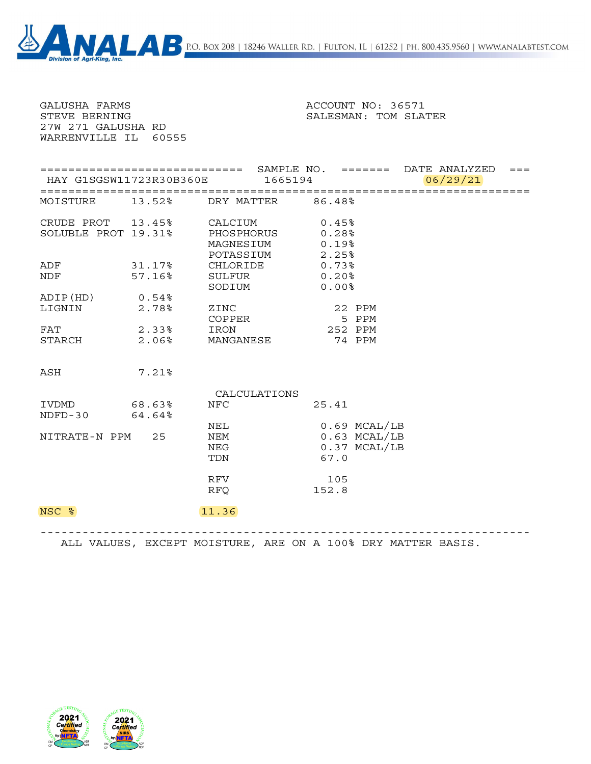ANALAB Division of Agri-King, Inc. P.O. Box 208 | 18246 Waller Rd. | Fulton, IL | 61252 | Ph. 800.435.9560 | www.analabtest.com

GALUSHA FARMS
STEVE BERNING
27W 271 GALUSHA RD
WARRENVILLE IL 60555

ACCOUNT NO: 36571
SALESMAN: TOM SLATER

| | SAMPLE NO. | DATE ANALYZED |
|---|---|---|
| HAY G1SGSW11723R30B360E | 1665194 | 06/29/21 |

| | | | |
|---|---|---|---|
| MOISTURE | 13.52% | DRY MATTER | 86.48% |
| CRUDE PROT | 13.45% | CALCIUM | 0.45% |
| SOLUBLE PROT | 19.31% | PHOSPHORUS | 0.28% |
| | | MAGNESIUM | 0.19% |
| | | POTASSIUM | 2.25% |
| ADF | 31.17% | CHLORIDE | 0.73% |
| NDF | 57.16% | SULFUR | 0.20% |
| | | SODIUM | 0.00% |
| ADIP(HD) | 0.54% | | |
| LIGNIN | 2.78% | ZINC | 22 PPM |
| | | COPPER | 5 PPM |
| FAT | 2.33% | IRON | 252 PPM |
| STARCH | 2.06% | MANGANESE | 74 PPM |
| ASH | 7.21% | | |

| | | CALCULATIONS | |
|---|---|---|---|
| IVDMD | 68.63% | NFC | 25.41 |
| NDFD-30 | 64.64% | | |
| | | NEL | 0.69 MCAL/LB |
| NITRATE-N PPM | 25 | NEM | 0.63 MCAL/LB |
| | | NEG | 0.37 MCAL/LB |
| | | TDN | 67.0 |
| | | RFV | 105 |
| | | RFQ | 152.8 |

NSC % 11.36

ALL VALUES, EXCEPT MOISTURE, ARE ON A 100% DRY MATTER BASIS.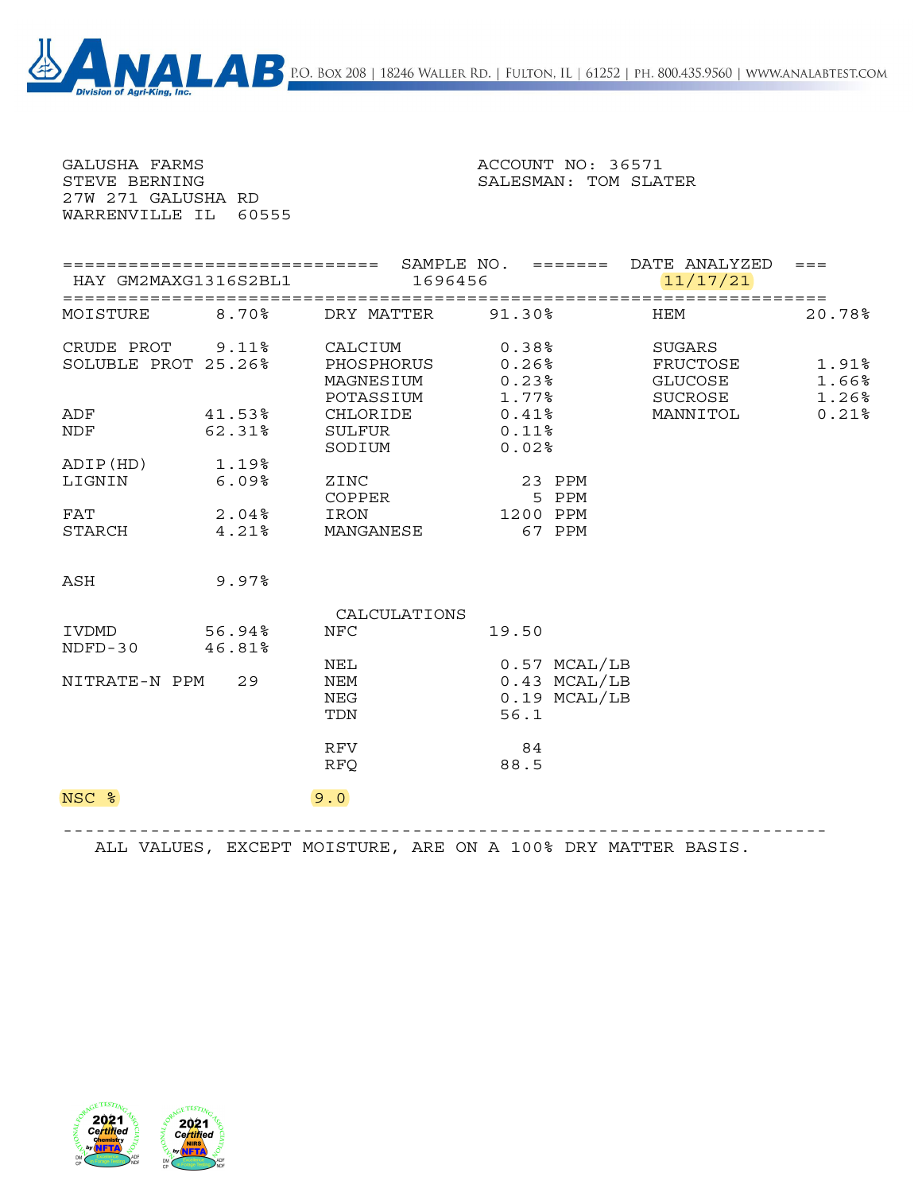ANALAB — Division of Agri-King, Inc. | P.O. Box 208 | 18246 Waller Rd. | Fulton, IL | 61252 | Ph. 800.435.9560 | www.analabtest.com

GALUSHA FARMS
STEVE BERNING
27W 271 GALUSHA RD
WARRENVILLE IL 60555

ACCOUNT NO: 36571
SALESMAN: TOM SLATER

| | SAMPLE NO. | DATE ANALYZED |
|---|---|---|
| HAY GM2MAXG1316S2BL1 | 1696456 | 11/17/21 |

| | | | | | |
|---|---|---|---|---|---|
| MOISTURE | 8.70% | DRY MATTER | 91.30% | HEM | 20.78% |
| CRUDE PROT | 9.11% | CALCIUM | 0.38% | SUGARS | |
| SOLUBLE PROT | 25.26% | PHOSPHORUS | 0.26% | FRUCTOSE | 1.91% |
| | | MAGNESIUM | 0.23% | GLUCOSE | 1.66% |
| | | POTASSIUM | 1.77% | SUCROSE | 1.26% |
| ADF | 41.53% | CHLORIDE | 0.41% | MANNITOL | 0.21% |
| NDF | 62.31% | SULFUR | 0.11% | | |
| | | SODIUM | 0.02% | | |
| ADIP(HD) | 1.19% | | | | |
| LIGNIN | 6.09% | ZINC | 23 PPM | | |
| | | COPPER | 5 PPM | | |
| FAT | 2.04% | IRON | 1200 PPM | | |
| STARCH | 4.21% | MANGANESE | 67 PPM | | |
| ASH | 9.97% | | | | |
| | | CALCULATIONS | | | |
| IVDMD | 56.94% | NFC | 19.50 | | |
| NDFD-30 | 46.81% | | | | |
| | | NEL | 0.57 MCAL/LB | | |
| NITRATE-N PPM | 29 | NEM | 0.43 MCAL/LB | | |
| | | NEG | 0.19 MCAL/LB | | |
| | | TDN | 56.1 | | |
| | | RFV | 84 | | |
| | | RFQ | 88.5 | | |
| NSC % | | 9.0 | | | |

ALL VALUES, EXCEPT MOISTURE, ARE ON A 100% DRY MATTER BASIS.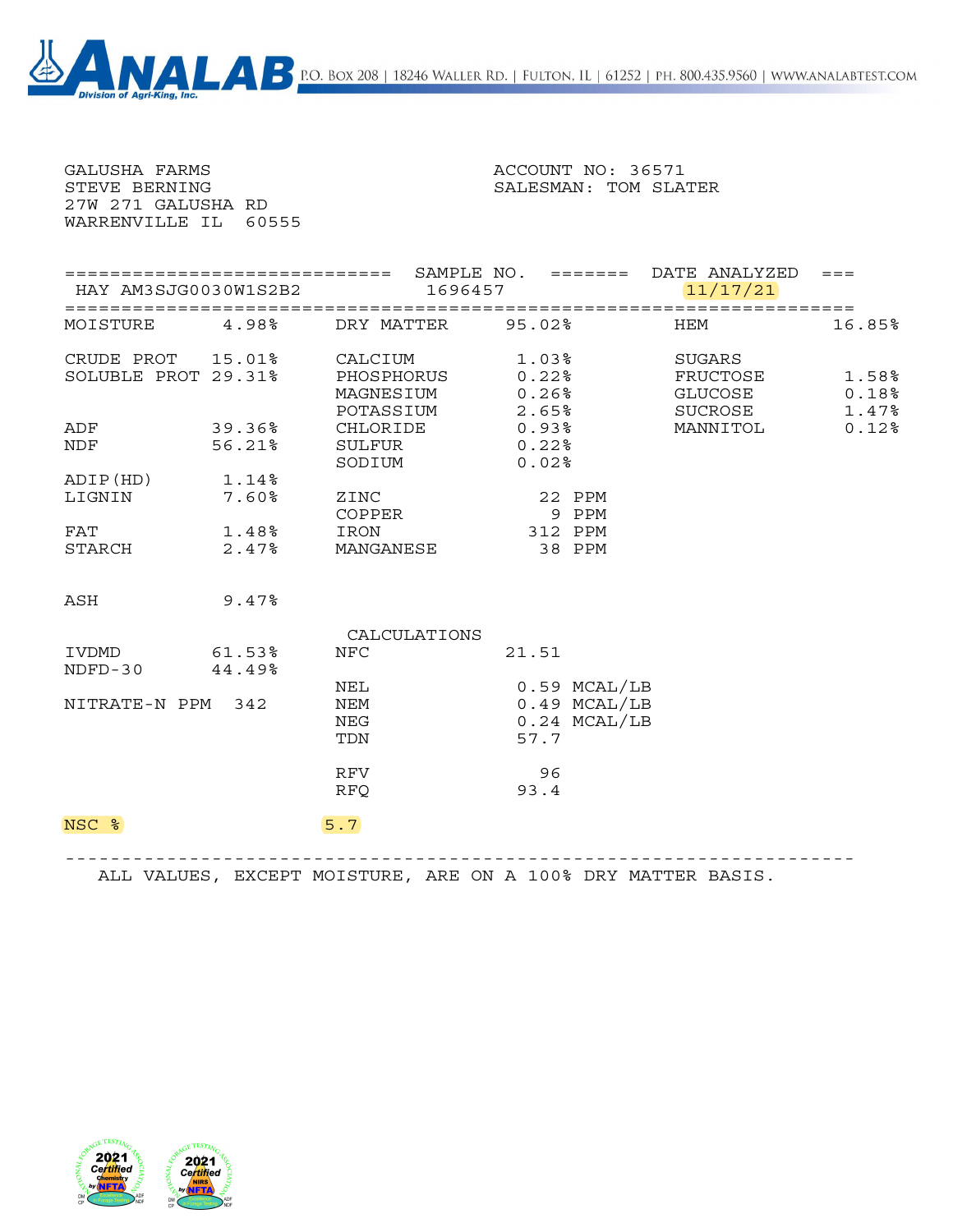**ANALAB** — Division of Agri-King, Inc. — P.O. Box 208 | 18246 Waller Rd. | Fulton, IL | 61252 | Ph. 800.435.9560 | www.analabtest.com

GALUSHA FARMS
STEVE BERNING
27W 271 GALUSHA RD
WARRENVILLE IL 60555

ACCOUNT NO: 36571
SALESMAN: TOM SLATER

| | SAMPLE NO. | DATE ANALYZED |
|---|---|---|
| HAY AM3SJG0030W1S2B2 | 1696457 | 11/17/21 |

| | | | | | |
|---|---|---|---|---|---|
| MOISTURE | 4.98% | DRY MATTER | 95.02% | HEM | 16.85% |
| CRUDE PROT | 15.01% | CALCIUM | 1.03% | SUGARS | |
| SOLUBLE PROT | 29.31% | PHOSPHORUS | 0.22% | FRUCTOSE | 1.58% |
| | | MAGNESIUM | 0.26% | GLUCOSE | 0.18% |
| | | POTASSIUM | 2.65% | SUCROSE | 1.47% |
| ADF | 39.36% | CHLORIDE | 0.93% | MANNITOL | 0.12% |
| NDF | 56.21% | SULFUR | 0.22% | | |
| | | SODIUM | 0.02% | | |
| ADIP(HD) | 1.14% | | | | |
| LIGNIN | 7.60% | ZINC | 22 PPM | | |
| | | COPPER | 9 PPM | | |
| FAT | 1.48% | IRON | 312 PPM | | |
| STARCH | 2.47% | MANGANESE | 38 PPM | | |
| ASH | 9.47% | | | | |

CALCULATIONS

| | | | |
|---|---|---|---|
| IVDMD | 61.53% | NFC | 21.51 |
| NDFD-30 | 44.49% | | |
| | | NEL | 0.59 MCAL/LB |
| NITRATE-N PPM | 342 | NEM | 0.49 MCAL/LB |
| | | NEG | 0.24 MCAL/LB |
| | | TDN | 57.7 |
| | | RFV | 96 |
| | | RFQ | 93.4 |
| NSC % | 5.7 | | |

ALL VALUES, EXCEPT MOISTURE, ARE ON A 100% DRY MATTER BASIS.

2021 Certified Chemistry by NFTA — 2021 Certified NIRS by NFTA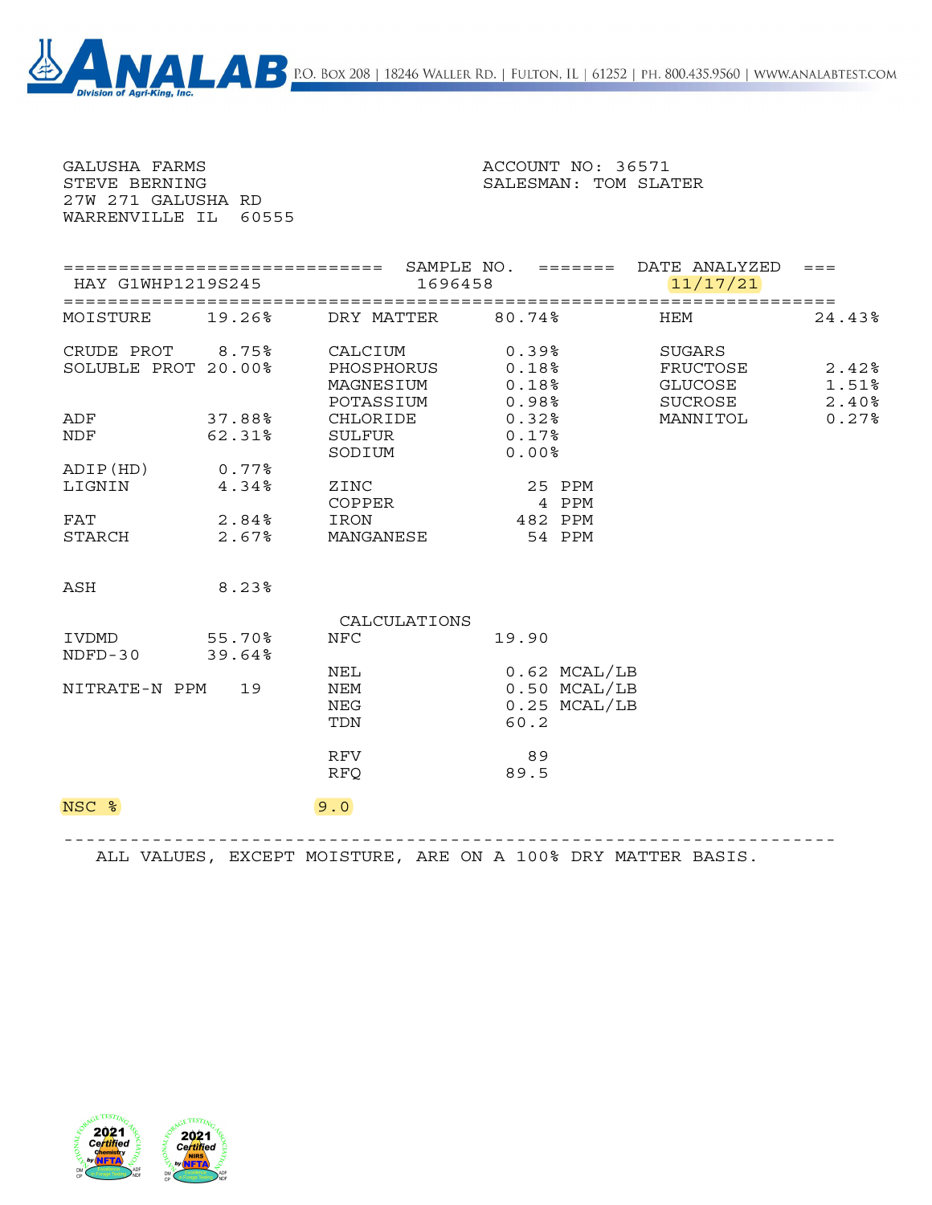**ANALAB** Division of Agri-King, Inc. P.O. Box 208 | 18246 Waller Rd. | Fulton, IL | 61252 | Ph. 800.435.9560 | www.analabtest.com

GALUSHA FARMS
STEVE BERNING
27W 271 GALUSHA RD
WARRENVILLE IL 60555

ACCOUNT NO: 36571
SALESMAN: TOM SLATER

| | SAMPLE NO. | DATE ANALYZED |
|---|---|---|
| HAY G1WHP1219S245 | 1696458 | 11/17/21 |

| | | | | | |
|---|---|---|---|---|---|
| MOISTURE | 19.26% | DRY MATTER | 80.74% | HEM | 24.43% |
| CRUDE PROT | 8.75% | CALCIUM | 0.39% | SUGARS | |
| SOLUBLE PROT | 20.00% | PHOSPHORUS | 0.18% | FRUCTOSE | 2.42% |
| | | MAGNESIUM | 0.18% | GLUCOSE | 1.51% |
| | | POTASSIUM | 0.98% | SUCROSE | 2.40% |
| ADF | 37.88% | CHLORIDE | 0.32% | MANNITOL | 0.27% |
| NDF | 62.31% | SULFUR | 0.17% | | |
| | | SODIUM | 0.00% | | |
| ADIP(HD) | 0.77% | | | | |
| LIGNIN | 4.34% | ZINC | 25 PPM | | |
| | | COPPER | 4 PPM | | |
| FAT | 2.84% | IRON | 482 PPM | | |
| STARCH | 2.67% | MANGANESE | 54 PPM | | |
| ASH | 8.23% | | | | |
| | | CALCULATIONS | | | |
| IVDMD | 55.70% | NFC | 19.90 | | |
| NDFD-30 | 39.64% | | | | |
| | | NEL | 0.62 MCAL/LB | | |
| NITRATE-N PPM | 19 | NEM | 0.50 MCAL/LB | | |
| | | NEG | 0.25 MCAL/LB | | |
| | | TDN | 60.2 | | |
| | | RFV | 89 | | |
| | | RFQ | 89.5 | | |
| NSC % | 9.0 | | | | |

ALL VALUES, EXCEPT MOISTURE, ARE ON A 100% DRY MATTER BASIS.

2021 Certified Chemistry by NFTA — 2021 Certified NIRS by NFTA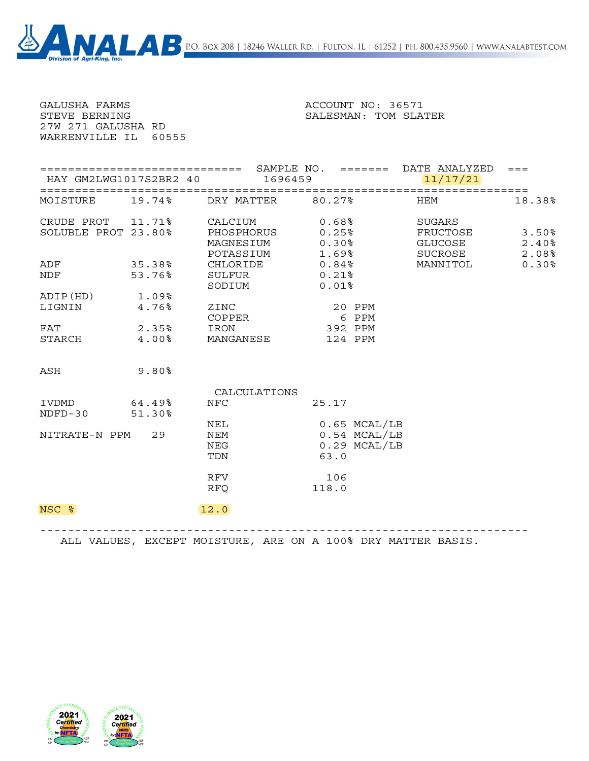# ANALAB

Division of Agri-King, Inc.

P.O. Box 208 | 18246 Waller Rd. | Fulton, IL | 61252 | Ph. 800.435.9560 | www.analabtest.com

GALUSHA FARMS
STEVE BERNING
27W 271 GALUSHA RD
WARRENVILLE IL 60555

ACCOUNT NO: 36571
SALESMAN: TOM SLATER

| | SAMPLE NO. | DATE ANALYZED |
|---|---|---|
| HAY GM2LWG1017S2BR2 40 | 1696459 | 11/17/21 |

| | | | | | |
|---|---|---|---|---|---|
| MOISTURE | 19.74% | DRY MATTER | 80.27% | HEM | 18.38% |
| CRUDE PROT | 11.71% | CALCIUM | 0.68% | SUGARS | |
| SOLUBLE PROT | 23.80% | PHOSPHORUS | 0.25% | FRUCTOSE | 3.50% |
| | | MAGNESIUM | 0.30% | GLUCOSE | 2.40% |
| | | POTASSIUM | 1.69% | SUCROSE | 2.08% |
| ADF | 35.38% | CHLORIDE | 0.84% | MANNITOL | 0.30% |
| NDF | 53.76% | SULFUR | 0.21% | | |
| | | SODIUM | 0.01% | | |
| ADIP(HD) | 1.09% | | | | |
| LIGNIN | 4.76% | ZINC | 20 PPM | | |
| | | COPPER | 6 PPM | | |
| FAT | 2.35% | IRON | 392 PPM | | |
| STARCH | 4.00% | MANGANESE | 124 PPM | | |
| ASH | 9.80% | | | | |

| | | CALCULATIONS | |
|---|---|---|---|
| IVDMD | 64.49% | NFC | 25.17 |
| NDFD-30 | 51.30% | | |
| | | NEL | 0.65 MCAL/LB |
| NITRATE-N PPM | 29 | NEM | 0.54 MCAL/LB |
| | | NEG | 0.29 MCAL/LB |
| | | TDN | 63.0 |
| | | RFV | 106 |
| | | RFQ | 118.0 |
| NSC % | 12.0 | | |

ALL VALUES, EXCEPT MOISTURE, ARE ON A 100% DRY MATTER BASIS.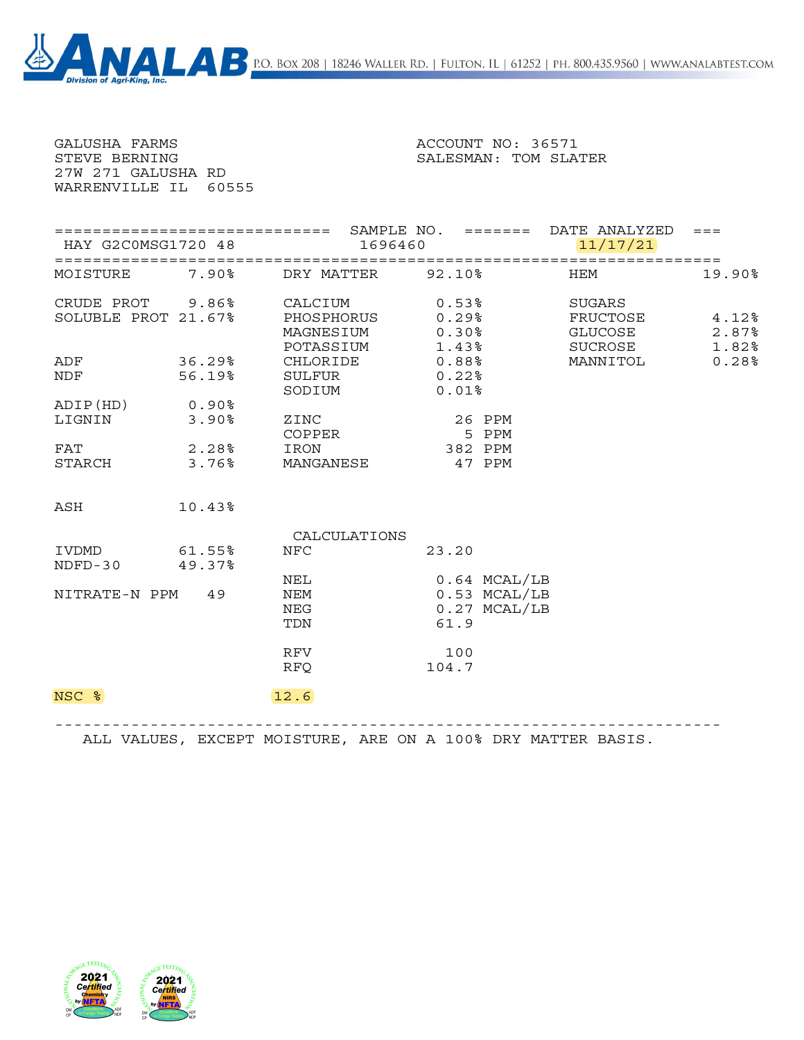**ANALAB** — Division of Agri-King, Inc. | P.O. Box 208 | 18246 Waller Rd. | Fulton, IL | 61252 | Ph. 800.435.9560 | www.analabtest.com

GALUSHA FARMS
STEVE BERNING
27W 271 GALUSHA RD
WARRENVILLE IL 60555

ACCOUNT NO: 36571
SALESMAN: TOM SLATER

| | SAMPLE NO. | DATE ANALYZED |
|---|---|---|
| HAY G2C0MSG1720 48 | 1696460 | 11/17/21 |

| | | | | | |
|---|---|---|---|---|---|
| MOISTURE | 7.90% | DRY MATTER | 92.10% | HEM | 19.90% |
| CRUDE PROT | 9.86% | CALCIUM | 0.53% | SUGARS | |
| SOLUBLE PROT | 21.67% | PHOSPHORUS | 0.29% | FRUCTOSE | 4.12% |
| | | MAGNESIUM | 0.30% | GLUCOSE | 2.87% |
| | | POTASSIUM | 1.43% | SUCROSE | 1.82% |
| ADF | 36.29% | CHLORIDE | 0.88% | MANNITOL | 0.28% |
| NDF | 56.19% | SULFUR | 0.22% | | |
| | | SODIUM | 0.01% | | |
| ADIP(HD) | 0.90% | | | | |
| LIGNIN | 3.90% | ZINC | 26 PPM | | |
| | | COPPER | 5 PPM | | |
| FAT | 2.28% | IRON | 382 PPM | | |
| STARCH | 3.76% | MANGANESE | 47 PPM | | |
| ASH | 10.43% | | | | |
| | | CALCULATIONS | | | |
| IVDMD | 61.55% | NFC | 23.20 | | |
| NDFD-30 | 49.37% | | | | |
| | | NEL | 0.64 MCAL/LB | | |
| NITRATE-N PPM | 49 | NEM | 0.53 MCAL/LB | | |
| | | NEG | 0.27 MCAL/LB | | |
| | | TDN | 61.9 | | |
| | | RFV | 100 | | |
| | | RFQ | 104.7 | | |
| NSC % | | 12.6 | | | |

ALL VALUES, EXCEPT MOISTURE, ARE ON A 100% DRY MATTER BASIS.

2021 Certified Chemistry by NFTA | 2021 Certified NIRS by NFTA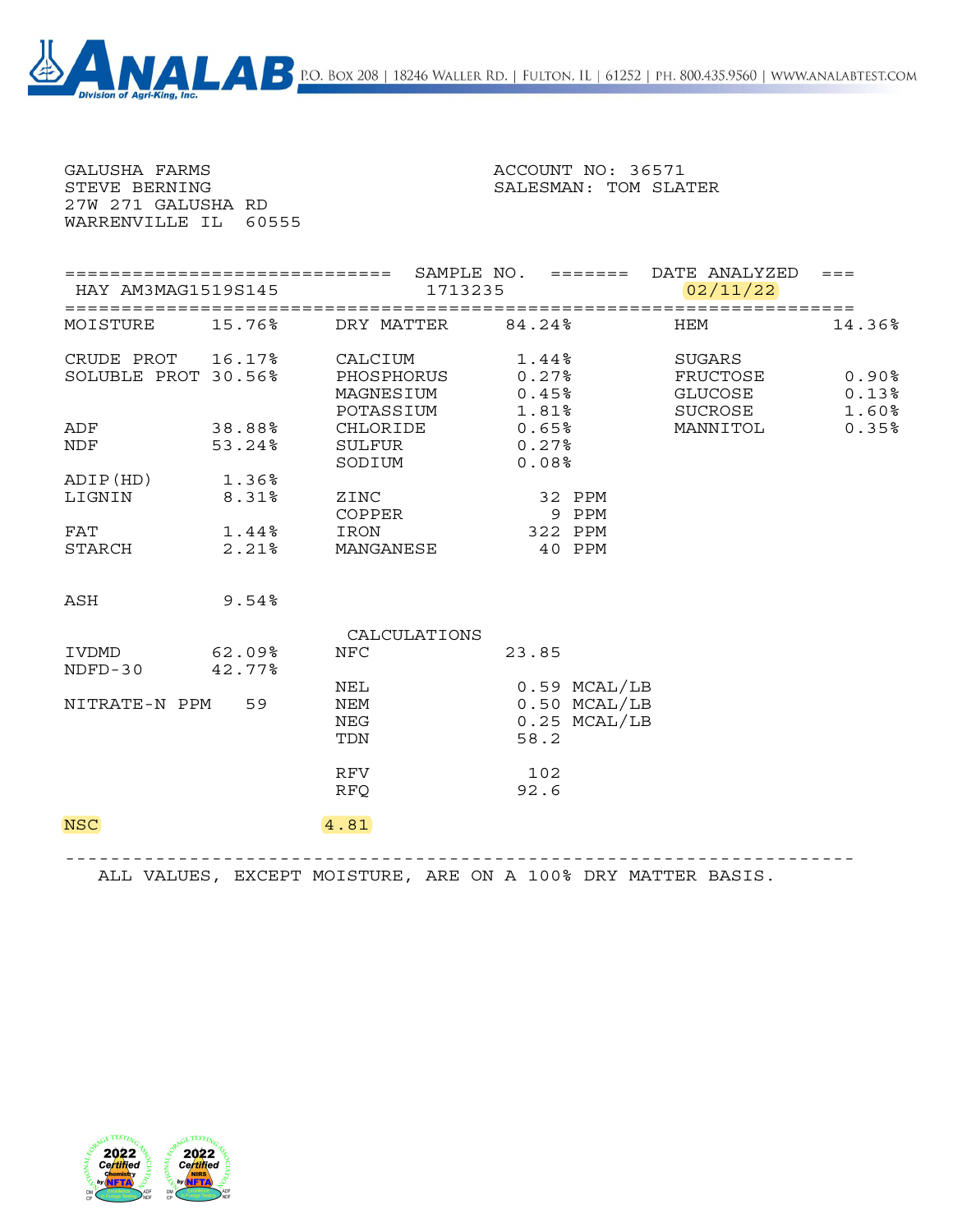ANALAB
Division of Agri-King, Inc.

P.O. Box 208 | 18246 Waller Rd. | Fulton, IL | 61252 | Ph. 800.435.9560 | www.analabtest.com

GALUSHA FARMS
STEVE BERNING
27W 271 GALUSHA RD
WARRENVILLE IL 60555

ACCOUNT NO: 36571
SALESMAN: TOM SLATER

| | SAMPLE NO. | DATE ANALYZED |
|---|---|---|
| HAY AM3MAG1519S145 | 1713235 | 02/11/22 |

| | | | | | |
|---|---|---|---|---|---|
| MOISTURE | 15.76% | DRY MATTER | 84.24% | HEM | 14.36% |
| CRUDE PROT | 16.17% | CALCIUM | 1.44% | SUGARS | |
| SOLUBLE PROT | 30.56% | PHOSPHORUS | 0.27% | FRUCTOSE | 0.90% |
| | | MAGNESIUM | 0.45% | GLUCOSE | 0.13% |
| | | POTASSIUM | 1.81% | SUCROSE | 1.60% |
| ADF | 38.88% | CHLORIDE | 0.65% | MANNITOL | 0.35% |
| NDF | 53.24% | SULFUR | 0.27% | | |
| | | SODIUM | 0.08% | | |
| ADIP(HD) | 1.36% | | | | |
| LIGNIN | 8.31% | ZINC | 32 PPM | | |
| | | COPPER | 9 PPM | | |
| FAT | 1.44% | IRON | 322 PPM | | |
| STARCH | 2.21% | MANGANESE | 40 PPM | | |
| ASH | 9.54% | | | | |
| | | CALCULATIONS | | | |
| IVDMD | 62.09% | NFC | 23.85 | | |
| NDFD-30 | 42.77% | | | | |
| | | NEL | 0.59 MCAL/LB | | |
| NITRATE-N PPM | 59 | NEM | 0.50 MCAL/LB | | |
| | | NEG | 0.25 MCAL/LB | | |
| | | TDN | 58.2 | | |
| | | RFV | 102 | | |
| | | RFQ | 92.6 | | |
| NSC | | 4.81 | | | |

ALL VALUES, EXCEPT MOISTURE, ARE ON A 100% DRY MATTER BASIS.

2022 Certified Chemistry by NFTA | 2022 Certified NIRS by NFTA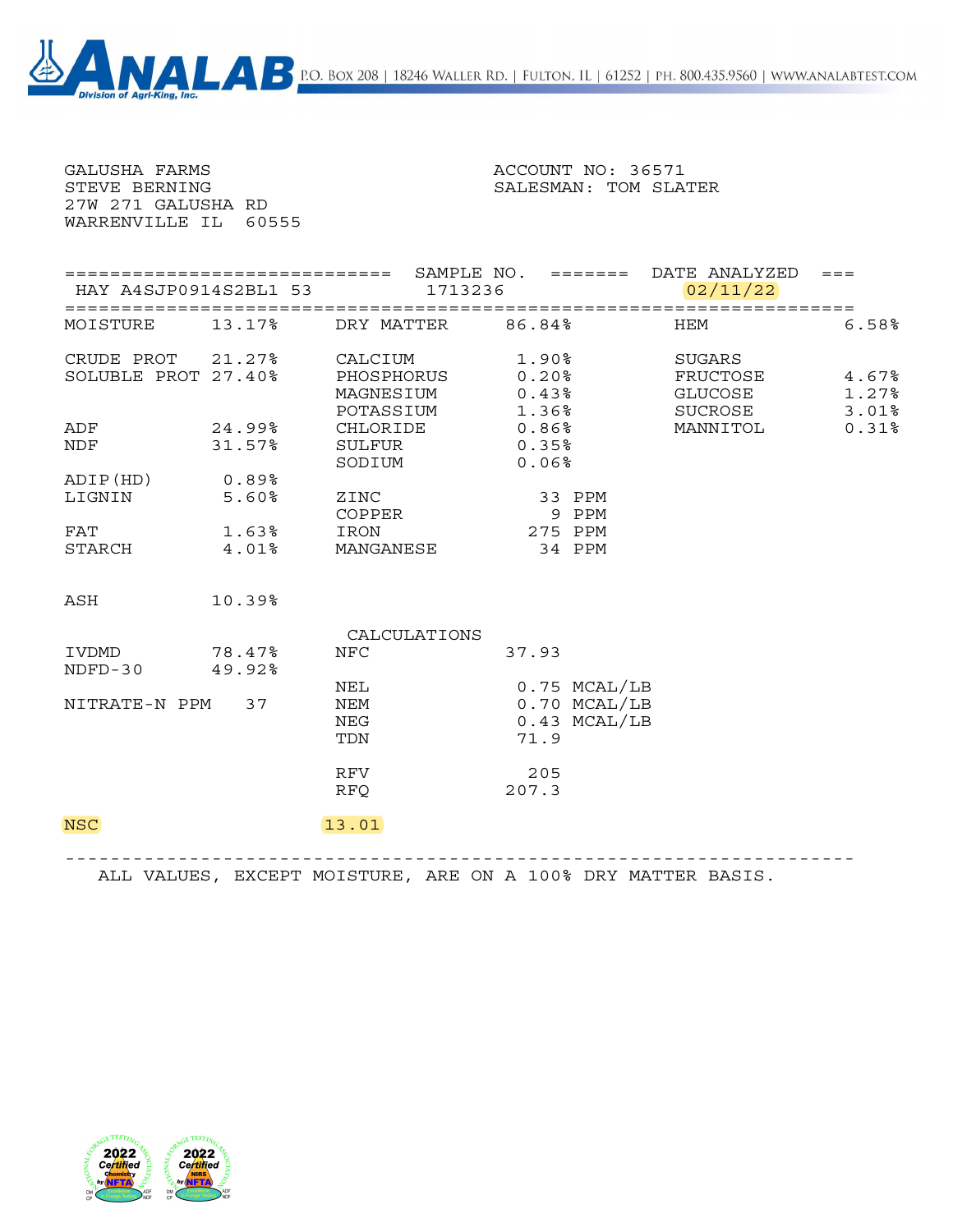# ANALAB

Division of Agri-King, Inc.

P.O. Box 208 | 18246 Waller Rd. | Fulton, IL | 61252 | Ph. 800.435.9560 | www.analabtest.com

GALUSHA FARMS
STEVE BERNING
27W 271 GALUSHA RD
WARRENVILLE IL 60555

ACCOUNT NO: 36571
SALESMAN: TOM SLATER

| | SAMPLE NO. | DATE ANALYZED |
|---|---|---|
| HAY A4SJP0914S2BL1 53 | 1713236 | 02/11/22 |

| | | | | | |
|---|---|---|---|---|---|
| MOISTURE | 13.17% | DRY MATTER | 86.84% | HEM | 6.58% |
| CRUDE PROT | 21.27% | CALCIUM | 1.90% | SUGARS | |
| SOLUBLE PROT | 27.40% | PHOSPHORUS | 0.20% | FRUCTOSE | 4.67% |
| | | MAGNESIUM | 0.43% | GLUCOSE | 1.27% |
| | | POTASSIUM | 1.36% | SUCROSE | 3.01% |
| ADF | 24.99% | CHLORIDE | 0.86% | MANNITOL | 0.31% |
| NDF | 31.57% | SULFUR | 0.35% | | |
| | | SODIUM | 0.06% | | |
| ADIP(HD) | 0.89% | | | | |
| LIGNIN | 5.60% | ZINC | 33 PPM | | |
| | | COPPER | 9 PPM | | |
| FAT | 1.63% | IRON | 275 PPM | | |
| STARCH | 4.01% | MANGANESE | 34 PPM | | |
| ASH | 10.39% | | | | |
| | | CALCULATIONS | | | |
| IVDMD | 78.47% | NFC | 37.93 | | |
| NDFD-30 | 49.92% | | | | |
| | | NEL | 0.75 MCAL/LB | | |
| NITRATE-N PPM | 37 | NEM | 0.70 MCAL/LB | | |
| | | NEG | 0.43 MCAL/LB | | |
| | | TDN | 71.9 | | |
| | | RFV | 205 | | |
| | | RFQ | 207.3 | | |
| NSC | | 13.01 | | | |

ALL VALUES, EXCEPT MOISTURE, ARE ON A 100% DRY MATTER BASIS.

2022 Certified Chemistry by NFTA — 2022 Certified NIRS by NFTA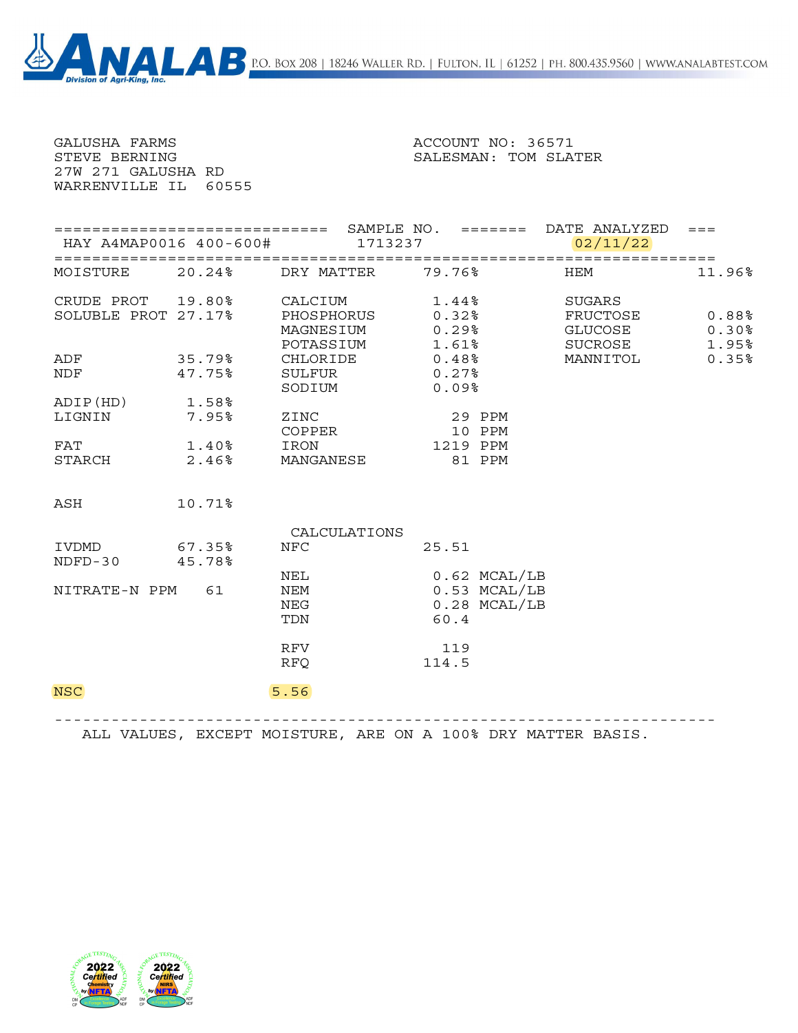**ANALAB** Division of Agri-King, Inc. P.O. Box 208 | 18246 Waller Rd. | Fulton, IL | 61252 | Ph. 800.435.9560 | www.analabtest.com

GALUSHA FARMS
STEVE BERNING
27W 271 GALUSHA RD
WARRENVILLE IL 60555

ACCOUNT NO: 36571
SALESMAN: TOM SLATER

| | SAMPLE NO. | DATE ANALYZED |
|---|---|---|
| HAY A4MAP0016 400-600# | 1713237 | 02/11/22 |

| | | | | | |
|---|---|---|---|---|---|
| MOISTURE | 20.24% | DRY MATTER | 79.76% | HEM | 11.96% |
| CRUDE PROT | 19.80% | CALCIUM | 1.44% | SUGARS | |
| SOLUBLE PROT | 27.17% | PHOSPHORUS | 0.32% | FRUCTOSE | 0.88% |
| | | MAGNESIUM | 0.29% | GLUCOSE | 0.30% |
| | | POTASSIUM | 1.61% | SUCROSE | 1.95% |
| ADF | 35.79% | CHLORIDE | 0.48% | MANNITOL | 0.35% |
| NDF | 47.75% | SULFUR | 0.27% | | |
| | | SODIUM | 0.09% | | |
| ADIP(HD) | 1.58% | | | | |
| LIGNIN | 7.95% | ZINC | 29 PPM | | |
| | | COPPER | 10 PPM | | |
| FAT | 1.40% | IRON | 1219 PPM | | |
| STARCH | 2.46% | MANGANESE | 81 PPM | | |
| ASH | 10.71% | | | | |
| | | CALCULATIONS | | | |
| IVDMD | 67.35% | NFC | 25.51 | | |
| NDFD-30 | 45.78% | | | | |
| | | NEL | 0.62 MCAL/LB | | |
| NITRATE-N PPM | 61 | NEM | 0.53 MCAL/LB | | |
| | | NEG | 0.28 MCAL/LB | | |
| | | TDN | 60.4 | | |
| | | RFV | 119 | | |
| | | RFQ | 114.5 | | |
| NSC | | 5.56 | | | |

ALL VALUES, EXCEPT MOISTURE, ARE ON A 100% DRY MATTER BASIS.

2022 Certified Chemistry by NFTA — 2022 Certified NIRS by NFTA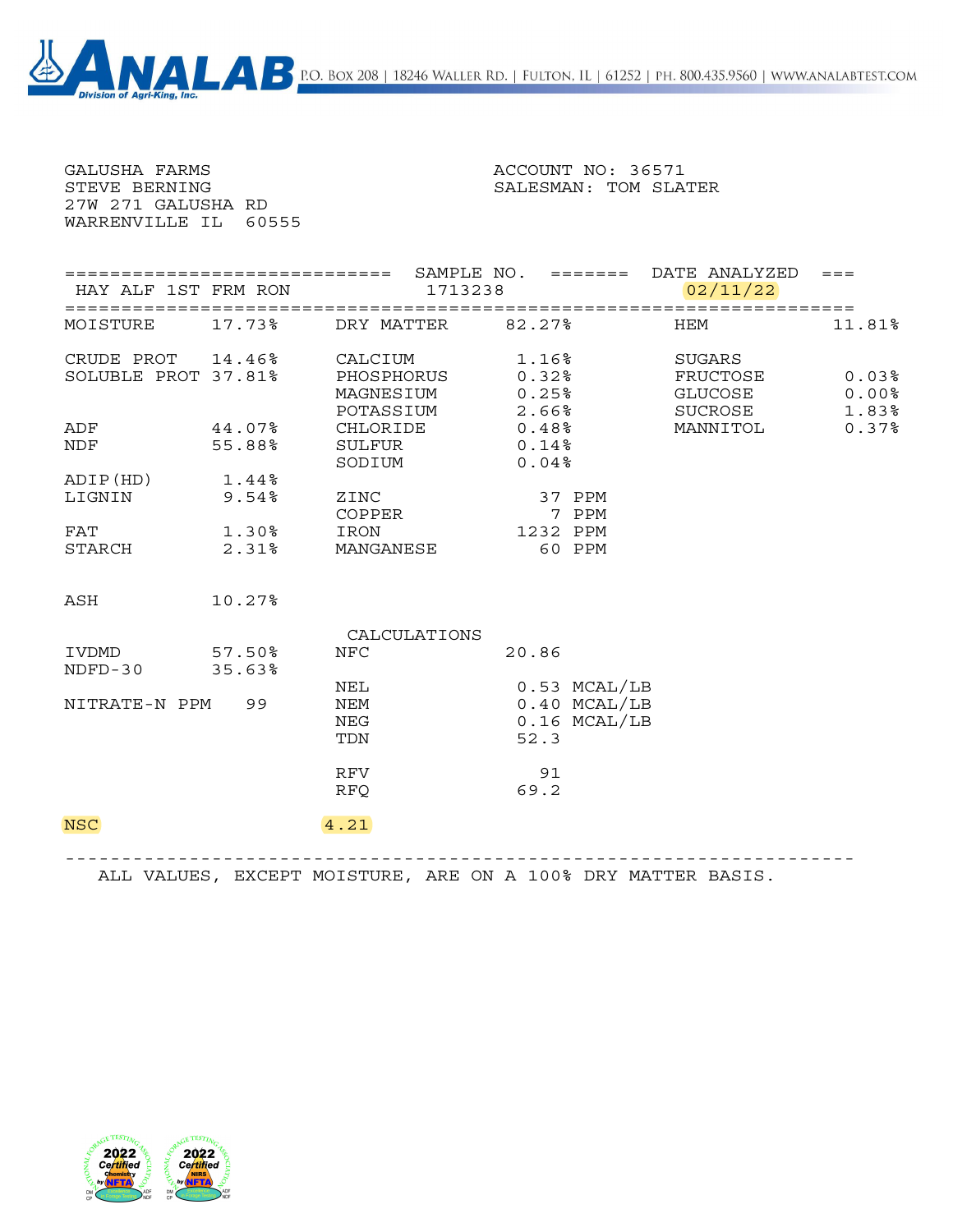ANALAB Division of Agri-King, Inc. P.O. Box 208 | 18246 Waller Rd. | Fulton, IL | 61252 | Ph. 800.435.9560 | www.analabtest.com

GALUSHA FARMS
STEVE BERNING
27W 271 GALUSHA RD
WARRENVILLE IL 60555

ACCOUNT NO: 36571
SALESMAN: TOM SLATER

| | SAMPLE NO. | DATE ANALYZED |
|---|---|---|
| HAY ALF 1ST FRM RON | 1713238 | 02/11/22 |

| | | | | | |
|---|---|---|---|---|---|
| MOISTURE | 17.73% | DRY MATTER | 82.27% | HEM | 11.81% |
| CRUDE PROT | 14.46% | CALCIUM | 1.16% | SUGARS | |
| SOLUBLE PROT | 37.81% | PHOSPHORUS | 0.32% | FRUCTOSE | 0.03% |
| | | MAGNESIUM | 0.25% | GLUCOSE | 0.00% |
| | | POTASSIUM | 2.66% | SUCROSE | 1.83% |
| ADF | 44.07% | CHLORIDE | 0.48% | MANNITOL | 0.37% |
| NDF | 55.88% | SULFUR | 0.14% | | |
| | | SODIUM | 0.04% | | |
| ADIP(HD) | 1.44% | | | | |
| LIGNIN | 9.54% | ZINC | 37 PPM | | |
| | | COPPER | 7 PPM | | |
| FAT | 1.30% | IRON | 1232 PPM | | |
| STARCH | 2.31% | MANGANESE | 60 PPM | | |
| ASH | 10.27% | | | | |

| | | CALCULATIONS | |
|---|---|---|---|
| IVDMD | 57.50% | NFC | 20.86 |
| NDFD-30 | 35.63% | | |
| | | NEL | 0.53 MCAL/LB |
| NITRATE-N PPM | 99 | NEM | 0.40 MCAL/LB |
| | | NEG | 0.16 MCAL/LB |
| | | TDN | 52.3 |
| | | RFV | 91 |
| | | RFQ | 69.2 |
| NSC | 4.21 | | |

ALL VALUES, EXCEPT MOISTURE, ARE ON A 100% DRY MATTER BASIS.

2022 Certified Chemistry by NFTA — 2022 Certified NIRS by NFTA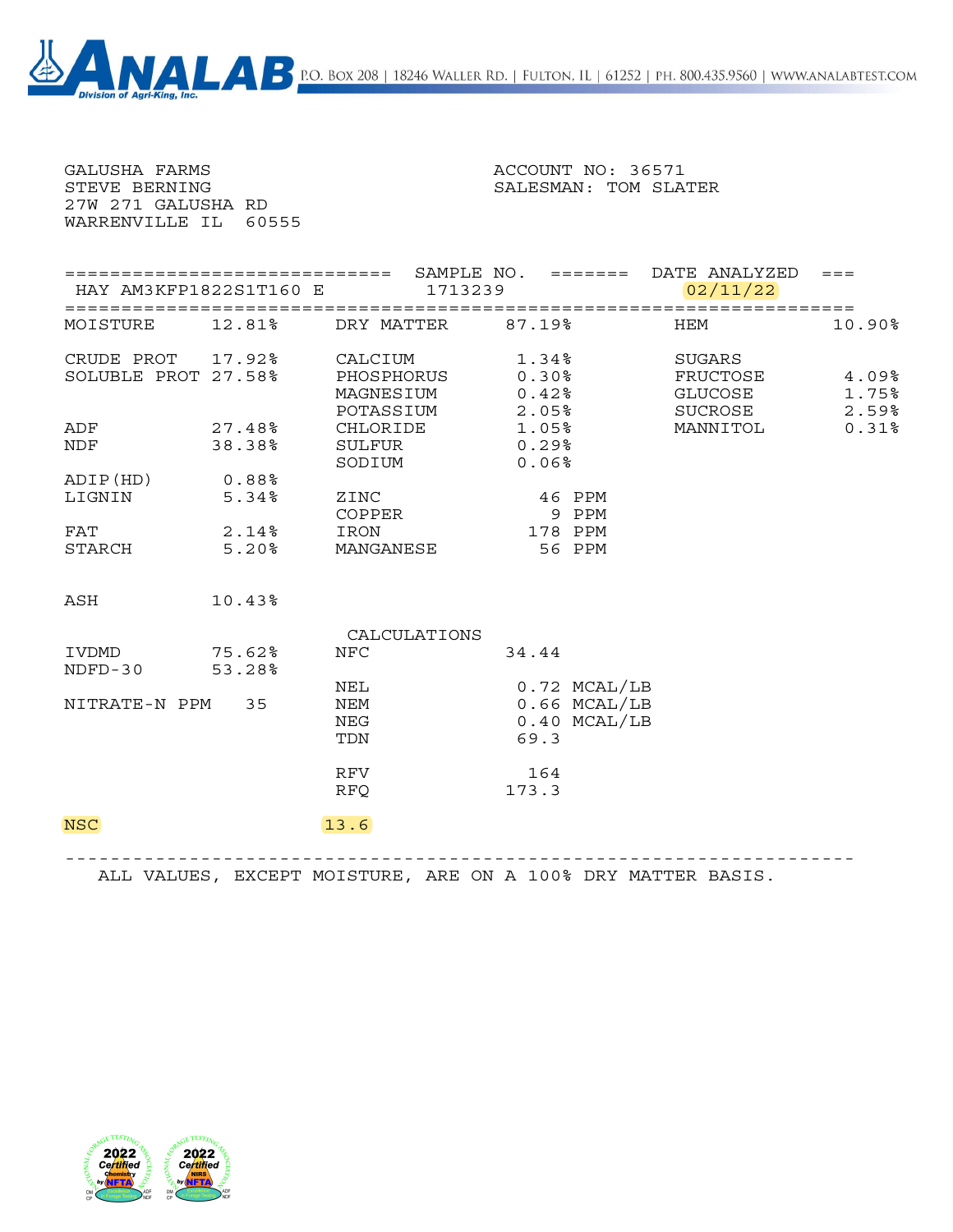**ANALAB** Division of Agri-King, Inc. P.O. Box 208 | 18246 Waller Rd. | Fulton, IL | 61252 | Ph. 800.435.9560 | www.analabtest.com

GALUSHA FARMS
STEVE BERNING
27W 271 GALUSHA RD
WARRENVILLE IL 60555

ACCOUNT NO: 36571
SALESMAN: TOM SLATER

| | SAMPLE NO. | DATE ANALYZED |
|---|---|---|
| HAY AM3KFP1822S1T160 E | 1713239 | 02/11/22 |

| | | | | | |
|---|---|---|---|---|---|
| MOISTURE | 12.81% | DRY MATTER | 87.19% | HEM | 10.90% |
| CRUDE PROT | 17.92% | CALCIUM | 1.34% | SUGARS | |
| SOLUBLE PROT | 27.58% | PHOSPHORUS | 0.30% | FRUCTOSE | 4.09% |
| | | MAGNESIUM | 0.42% | GLUCOSE | 1.75% |
| | | POTASSIUM | 2.05% | SUCROSE | 2.59% |
| ADF | 27.48% | CHLORIDE | 1.05% | MANNITOL | 0.31% |
| NDF | 38.38% | SULFUR | 0.29% | | |
| | | SODIUM | 0.06% | | |
| ADIP(HD) | 0.88% | | | | |
| LIGNIN | 5.34% | ZINC | 46 PPM | | |
| | | COPPER | 9 PPM | | |
| FAT | 2.14% | IRON | 178 PPM | | |
| STARCH | 5.20% | MANGANESE | 56 PPM | | |
| ASH | 10.43% | | | | |
| | | CALCULATIONS | | | |
| IVDMD | 75.62% | NFC | 34.44 | | |
| NDFD-30 | 53.28% | | | | |
| | | NEL | 0.72 MCAL/LB | | |
| NITRATE-N PPM | 35 | NEM | 0.66 MCAL/LB | | |
| | | NEG | 0.40 MCAL/LB | | |
| | | TDN | 69.3 | | |
| | | RFV | 164 | | |
| | | RFQ | 173.3 | | |
| NSC | | 13.6 | | | |

ALL VALUES, EXCEPT MOISTURE, ARE ON A 100% DRY MATTER BASIS.

2022 Certified Chemistry by NFTA — 2022 Certified NIRS by NFTA